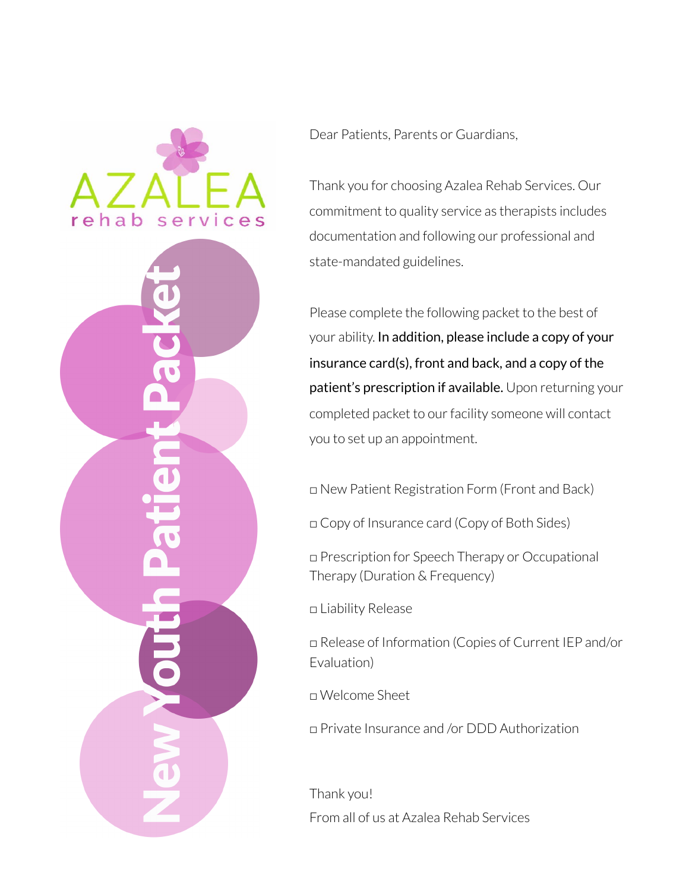# AZALEA rehab services

# New Youth Patient Packet

Dear Patients, Parents or Guardians,

Thank you for choosing Azalea Rehab Services. Our commitment to quality service as therapists includes documentation and following our professional and state-mandated guidelines.

Please complete the following packet to the best of your ability. **In addition, please include a copy of your insurance card(s), front and back, and a copy of the patient's prescription if available.** Upon returning your completed packet to our facility someone will contact you to set up an appointment.

- ☐ New Patient Registration Form (Front and Back)
- ☐ Copy of Insurance card (Copy of Both Sides)
- ☐ Prescription for Speech Therapy or Occupational Therapy (Duration & Frequency)
- ☐ Liability Release
- ☐ Release of Information (Copies of Current IEP and/or Evaluation)
- ☐ Welcome Sheet
- ☐ Private Insurance and /or DDD Authorization

Thank you!
From all of us at Azalea Rehab Services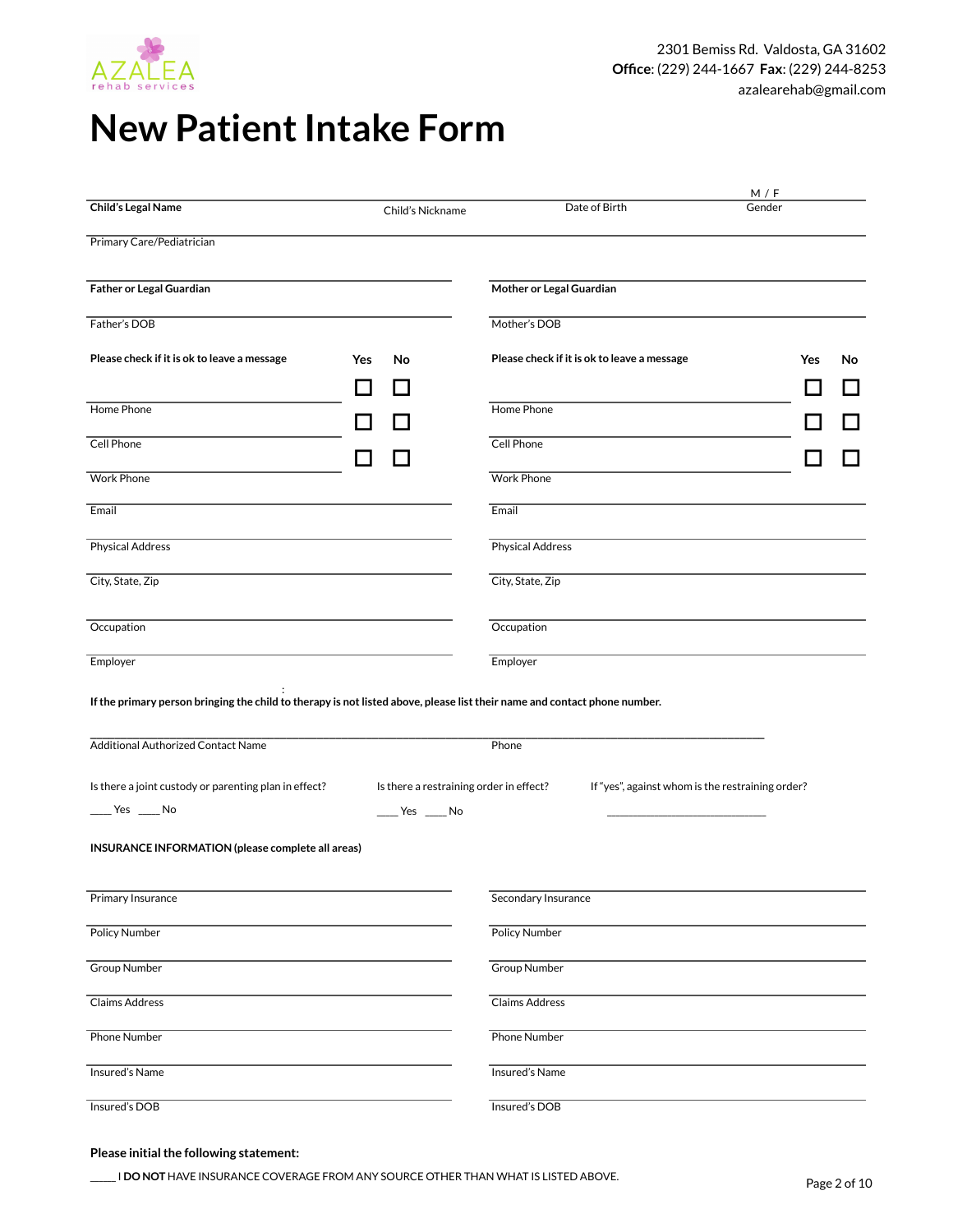AZALEA rehab services

2301 Bemiss Rd. Valdosta, GA 31602
**Office**: (229) 244-1667 **Fax**: (229) 244-8253
azalearehab@gmail.com

# New Patient Intake Form

**Child's Legal Name** ____________ Child's Nickname ____________ Date of Birth ____________ M / F Gender

Primary Care/Pediatrician ____________

| **Father or Legal Guardian** | | | **Mother or Legal Guardian** | | |
|---|---|---|---|---|---|
| Father's DOB | | | Mother's DOB | | |
| **Please check if it is ok to leave a message** | **Yes** | **No** | **Please check if it is ok to leave a message** | **Yes** | **No** |
| Home Phone | ☐ | ☐ | Home Phone | ☐ | ☐ |
| Cell Phone | ☐ | ☐ | Cell Phone | ☐ | ☐ |
| Work Phone | ☐ | ☐ | Work Phone | ☐ | ☐ |
| Email | | | Email | | |
| Physical Address | | | Physical Address | | |
| City, State, Zip | | | City, State, Zip | | |
| Occupation | | | Occupation | | |
| Employer | | | Employer | | |

**If the primary person bringing the child to therapy is not listed above, please list their name and contact phone number.**

Additional Authorized Contact Name ____________ Phone ____________

Is there a joint custody or parenting plan in effect? ____ Yes ____ No

Is there a restraining order in effect? ____ Yes ____ No

If "yes", against whom is the restraining order? ____________

**INSURANCE INFORMATION (please complete all areas)**

| Primary Insurance | Secondary Insurance |
|---|---|
| Policy Number | Policy Number |
| Group Number | Group Number |
| Claims Address | Claims Address |
| Phone Number | Phone Number |
| Insured's Name | Insured's Name |
| Insured's DOB | Insured's DOB |

**Please initial the following statement:**

_____ I **DO NOT** HAVE INSURANCE COVERAGE FROM ANY SOURCE OTHER THAN WHAT IS LISTED ABOVE.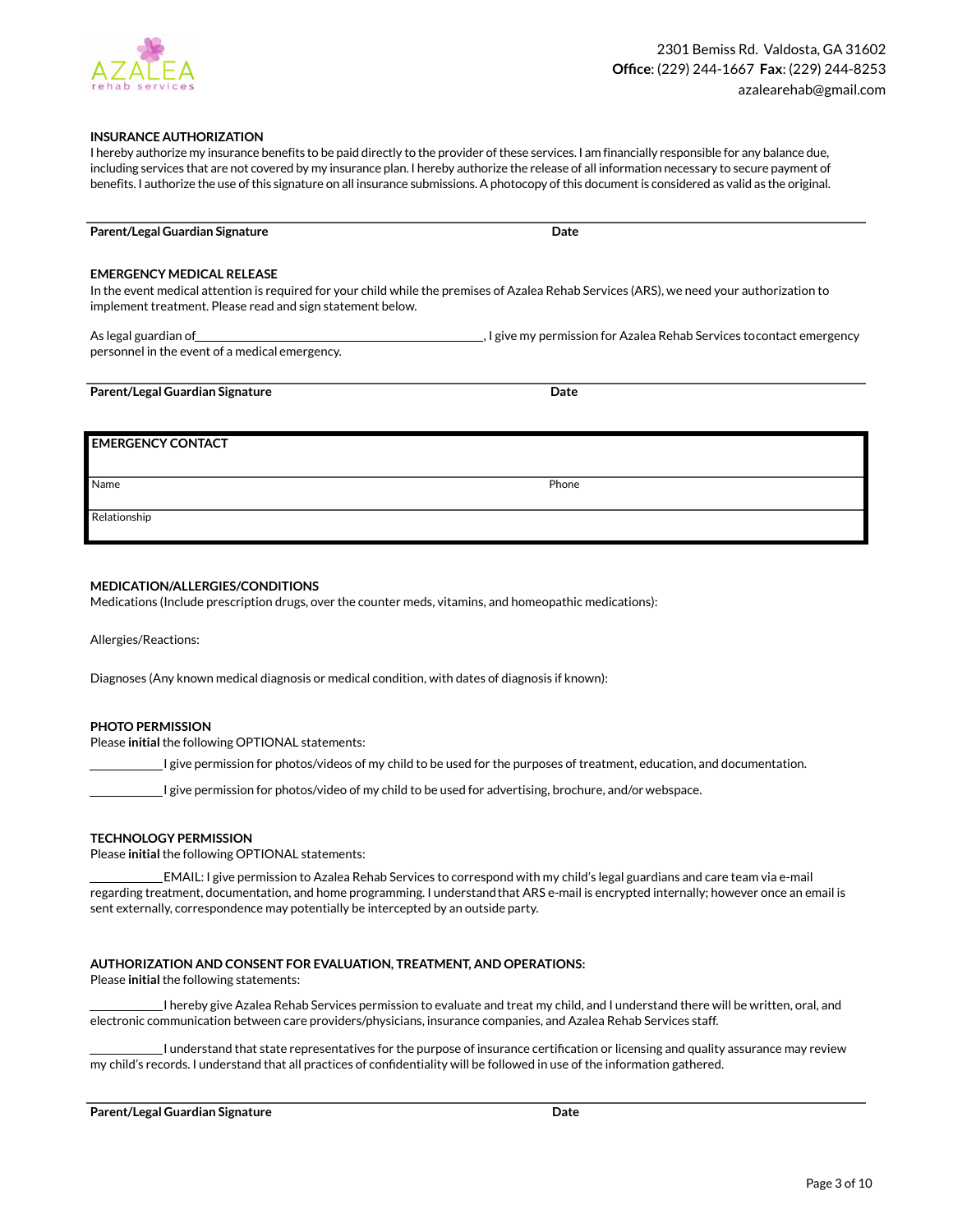AZALEA rehab services

2301 Bemiss Rd. Valdosta, GA 31602
**Office**: (229) 244-1667 **Fax**: (229) 244-8253
azalearehab@gmail.com

**INSURANCE AUTHORIZATION**

I hereby authorize my insurance benefits to be paid directly to the provider of these services. I am financially responsible for any balance due, including services that are not covered by my insurance plan. I hereby authorize the release of all information necessary to secure payment of benefits. I authorize the use of this signature on all insurance submissions. A photocopy of this document is considered as valid as the original.

**Parent/Legal Guardian Signature** **Date**

**EMERGENCY MEDICAL RELEASE**

In the event medical attention is required for your child while the premises of Azalea Rehab Services (ARS), we need your authorization to implement treatment. Please read and sign statement below.

As legal guardian of\_\_\_\_\_\_\_\_\_\_\_\_\_\_\_\_\_\_\_\_\_\_\_\_\_\_\_\_\_\_\_\_\_\_\_\_\_\_\_\_, I give my permission for Azalea Rehab Services tocontact emergency personnel in the event of a medical emergency.

**Parent/Legal Guardian Signature** **Date**

| EMERGENCY CONTACT | |
|---|---|
| Name | Phone |
| Relationship | |

**MEDICATION/ALLERGIES/CONDITIONS**

Medications (Include prescription drugs, over the counter meds, vitamins, and homeopathic medications):

Allergies/Reactions:

Diagnoses (Any known medical diagnosis or medical condition, with dates of diagnosis if known):

**PHOTO PERMISSION**

Please **initial** the following OPTIONAL statements:

\_\_\_\_\_\_\_\_\_\_I give permission for photos/videos of my child to be used for the purposes of treatment, education, and documentation.

\_\_\_\_\_\_\_\_\_\_I give permission for photos/video of my child to be used for advertising, brochure, and/or webspace.

**TECHNOLOGY PERMISSION**

Please **initial** the following OPTIONAL statements:

\_\_\_\_\_\_\_\_\_\_EMAIL: I give permission to Azalea Rehab Services to correspond with my child's legal guardians and care team via e-mail regarding treatment, documentation, and home programming. I understand that ARS e-mail is encrypted internally; however once an email is sent externally, correspondence may potentially be intercepted by an outside party.

**AUTHORIZATION AND CONSENT FOR EVALUATION, TREATMENT, AND OPERATIONS:**

Please **initial** the following statements:

\_\_\_\_\_\_\_\_\_\_I hereby give Azalea Rehab Services permission to evaluate and treat my child, and I understand there will be written, oral, and electronic communication between care providers/physicians, insurance companies, and Azalea Rehab Services staff.

\_\_\_\_\_\_\_\_\_\_I understand that state representatives for the purpose of insurance certification or licensing and quality assurance may review my child's records. I understand that all practices of confidentiality will be followed in use of the information gathered.

**Parent/Legal Guardian Signature** **Date**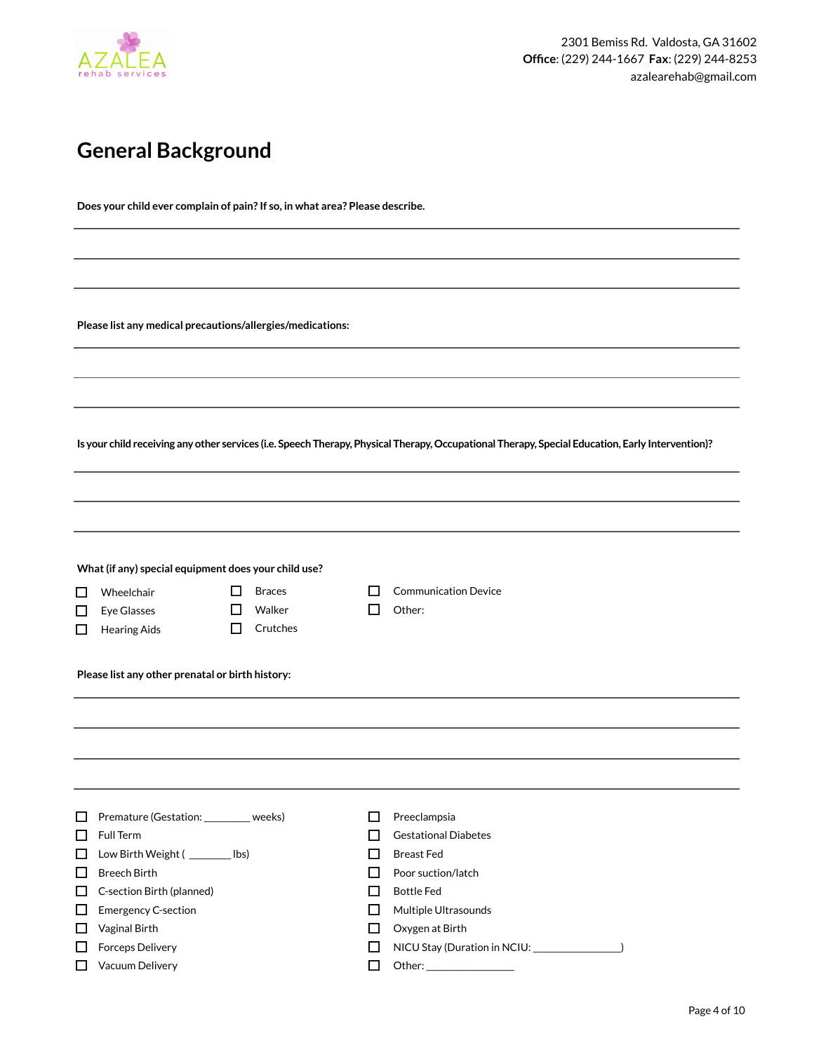Azalea rehab services

2301 Bemiss Rd. Valdosta, GA 31602
**Office**: (229) 244-1667 **Fax**: (229) 244-8253
azalearehab@gmail.com

# General Background

**Does your child ever complain of pain? If so, in what area? Please describe.**

______________________________________________________________________

______________________________________________________________________

______________________________________________________________________

**Please list any medical precautions/allergies/medications:**

______________________________________________________________________

______________________________________________________________________

______________________________________________________________________

**Is your child receiving any other services (i.e. Speech Therapy, Physical Therapy, Occupational Therapy, Special Education, Early Intervention)?**

______________________________________________________________________

______________________________________________________________________

______________________________________________________________________

**What (if any) special equipment does your child use?**

- ☐ Wheelchair
- ☐ Eye Glasses
- ☐ Hearing Aids
- ☐ Braces
- ☐ Walker
- ☐ Crutches
- ☐ Communication Device
- ☐ Other:

**Please list any other prenatal or birth history:**

______________________________________________________________________

______________________________________________________________________

______________________________________________________________________

______________________________________________________________________

- ☐ Premature (Gestation: ________ weeks)
- ☐ Full Term
- ☐ Low Birth Weight ( ________ lbs)
- ☐ Breech Birth
- ☐ C-section Birth (planned)
- ☐ Emergency C-section
- ☐ Vaginal Birth
- ☐ Forceps Delivery
- ☐ Vacuum Delivery
- ☐ Preeclampsia
- ☐ Gestational Diabetes
- ☐ Breast Fed
- ☐ Poor suction/latch
- ☐ Bottle Fed
- ☐ Multiple Ultrasounds
- ☐ Oxygen at Birth
- ☐ NICU Stay (Duration in NCIU: ________________)
- ☐ Other: ________________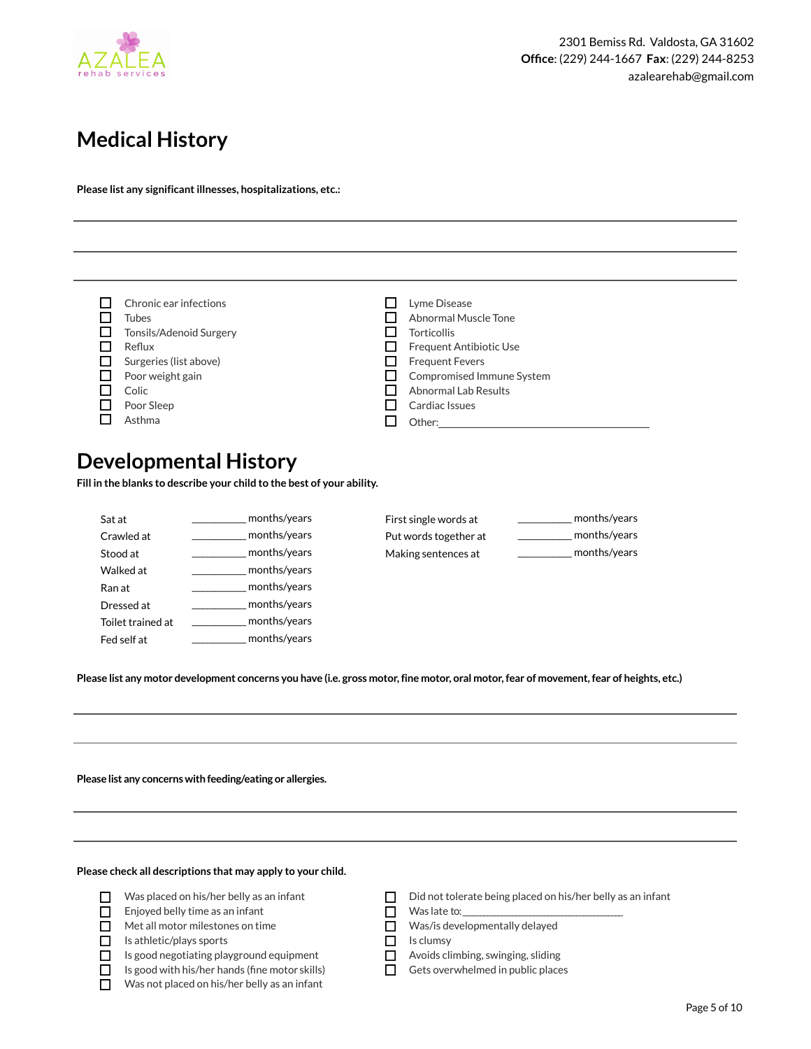2301 Bemiss Rd. Valdosta, GA 31602
**Office**: (229) 244-1667 **Fax**: (229) 244-8253
azalearehab@gmail.com

# Medical History

**Please list any significant illnesses, hospitalizations, etc.:**

______________________________________________________________________

______________________________________________________________________

______________________________________________________________________

- ☐ Chronic ear infections
- ☐ Tubes
- ☐ Tonsils/Adenoid Surgery
- ☐ Reflux
- ☐ Surgeries (list above)
- ☐ Poor weight gain
- ☐ Colic
- ☐ Poor Sleep
- ☐ Asthma
- ☐ Lyme Disease
- ☐ Abnormal Muscle Tone
- ☐ Torticollis
- ☐ Frequent Antibiotic Use
- ☐ Frequent Fevers
- ☐ Compromised Immune System
- ☐ Abnormal Lab Results
- ☐ Cardiac Issues
- ☐ Other:______________________________

# Developmental History

**Fill in the blanks to describe your child to the best of your ability.**

Sat at __________ months/years
Crawled at __________ months/years
Stood at __________ months/years
Walked at __________ months/years
Ran at __________ months/years
Dressed at __________ months/years
Toilet trained at __________ months/years
Fed self at __________ months/years

First single words at __________ months/years
Put words together at __________ months/years
Making sentences at __________ months/years

**Please list any motor development concerns you have (i.e. gross motor, fine motor, oral motor, fear of movement, fear of heights, etc.)**

______________________________________________________________________

______________________________________________________________________

**Please list any concerns with feeding/eating or allergies.**

______________________________________________________________________

______________________________________________________________________

**Please check all descriptions that may apply to your child.**

- ☐ Was placed on his/her belly as an infant
- ☐ Enjoyed belly time as an infant
- ☐ Met all motor milestones on time
- ☐ Is athletic/plays sports
- ☐ Is good negotiating playground equipment
- ☐ Is good with his/her hands (fine motor skills)
- ☐ Was not placed on his/her belly as an infant
- ☐ Did not tolerate being placed on his/her belly as an infant
- ☐ Was late to:______________________________
- ☐ Was/is developmentally delayed
- ☐ Is clumsy
- ☐ Avoids climbing, swinging, sliding
- ☐ Gets overwhelmed in public places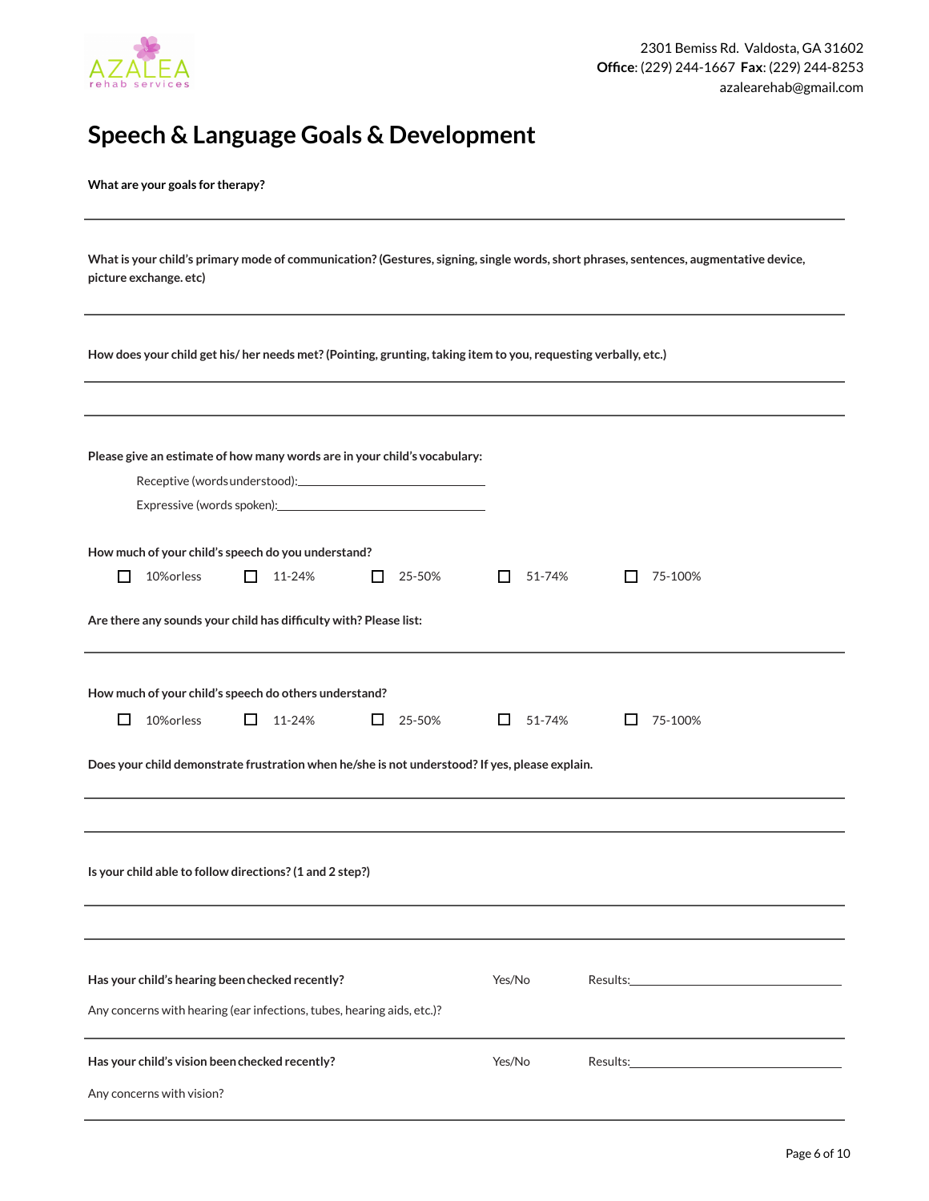AZALEA rehab services

2301 Bemiss Rd. Valdosta, GA 31602
**Office**: (229) 244-1667 **Fax**: (229) 244-8253
azalearehab@gmail.com

# Speech & Language Goals & Development

**What are your goals for therapy?**

______________________________________________________________________

**What is your child's primary mode of communication? (Gestures, signing, single words, short phrases, sentences, augmentative device, picture exchange. etc)**

______________________________________________________________________

**How does your child get his/ her needs met? (Pointing, grunting, taking item to you, requesting verbally, etc.)**

______________________________________________________________________

______________________________________________________________________

**Please give an estimate of how many words are in your child's vocabulary:**

Receptive (words understood):______________________________

Expressive (words spoken):______________________________

**How much of your child's speech do you understand?**

☐ 10%orless ☐ 11-24% ☐ 25-50% ☐ 51-74% ☐ 75-100%

**Are there any sounds your child has difficulty with? Please list:**

______________________________________________________________________

**How much of your child's speech do others understand?**

☐ 10%orless ☐ 11-24% ☐ 25-50% ☐ 51-74% ☐ 75-100%

**Does your child demonstrate frustration when he/she is not understood? If yes, please explain.**

______________________________________________________________________

______________________________________________________________________

**Is your child able to follow directions? (1 and 2 step?)**

______________________________________________________________________

______________________________________________________________________

**Has your child's hearing been checked recently?** Yes/No Results:______________________________

Any concerns with hearing (ear infections, tubes, hearing aids, etc.)?

______________________________________________________________________

**Has your child's vision been checked recently?** Yes/No Results:______________________________

Any concerns with vision?

______________________________________________________________________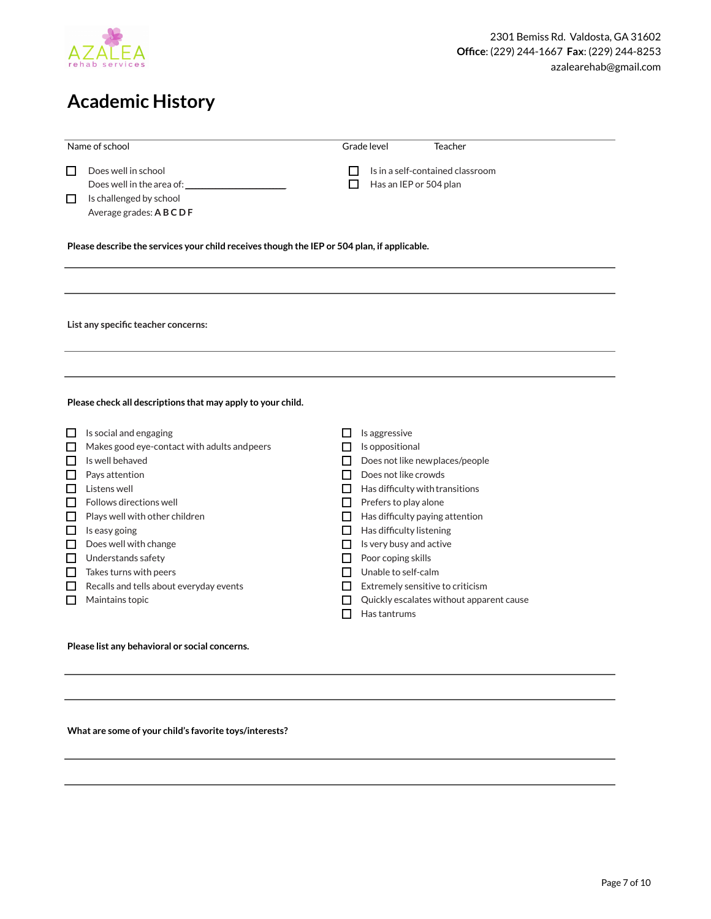AZALEA rehab services

2301 Bemiss Rd. Valdosta, GA 31602
**Office**: (229) 244-1667 **Fax**: (229) 244-8253
azalearehab@gmail.com

# Academic History

Name of school | Grade level | Teacher

- ☐ Does well in school
  Does well in the area of: ____________________
- ☐ Is challenged by school
  Average grades: **A B C D F**
- ☐ Is in a self-contained classroom
- ☐ Has an IEP or 504 plan

**Please describe the services your child receives though the IEP or 504 plan, if applicable.**

______________________________________________

______________________________________________

**List any specific teacher concerns:**

______________________________________________

______________________________________________

**Please check all descriptions that may apply to your child.**

- ☐ Is social and engaging
- ☐ Makes good eye-contact with adults and peers
- ☐ Is well behaved
- ☐ Pays attention
- ☐ Listens well
- ☐ Follows directions well
- ☐ Plays well with other children
- ☐ Is easy going
- ☐ Does well with change
- ☐ Understands safety
- ☐ Takes turns with peers
- ☐ Recalls and tells about everyday events
- ☐ Maintains topic
- ☐ Is aggressive
- ☐ Is oppositional
- ☐ Does not like new places/people
- ☐ Does not like crowds
- ☐ Has difficulty with transitions
- ☐ Prefers to play alone
- ☐ Has difficulty paying attention
- ☐ Has difficulty listening
- ☐ Is very busy and active
- ☐ Poor coping skills
- ☐ Unable to self-calm
- ☐ Extremely sensitive to criticism
- ☐ Quickly escalates without apparent cause
- ☐ Has tantrums

**Please list any behavioral or social concerns.**

______________________________________________

______________________________________________

**What are some of your child's favorite toys/interests?**

______________________________________________

______________________________________________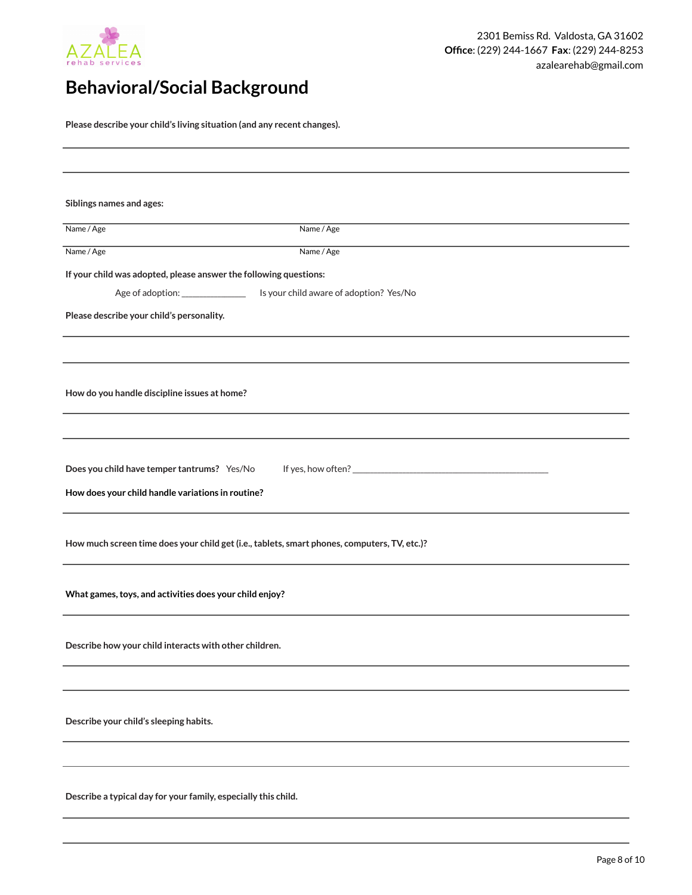AZALEA rehab services

2301 Bemiss Rd. Valdosta, GA 31602
**Office**: (229) 244-1667 **Fax**: (229) 244-8253
azalearehab@gmail.com

# Behavioral/Social Background

**Please describe your child's living situation (and any recent changes).**

______________________________________________________________________________

______________________________________________________________________________

**Siblings names and ages:**

Name / Age ______________________ Name / Age ______________________

Name / Age ______________________ Name / Age ______________________

**If your child was adopted, please answer the following questions:**

Age of adoption: ______________ Is your child aware of adoption? Yes/No

**Please describe your child's personality.**

______________________________________________________________________________

______________________________________________________________________________

**How do you handle discipline issues at home?**

______________________________________________________________________________

______________________________________________________________________________

**Does you child have temper tantrums?** Yes/No If yes, how often? ____________________________________________

**How does your child handle variations in routine?**

______________________________________________________________________________

**How much screen time does your child get (i.e., tablets, smart phones, computers, TV, etc.)?**

______________________________________________________________________________

**What games, toys, and activities does your child enjoy?**

______________________________________________________________________________

**Describe how your child interacts with other children.**

______________________________________________________________________________

______________________________________________________________________________

**Describe your child's sleeping habits.**

______________________________________________________________________________

______________________________________________________________________________

**Describe a typical day for your family, especially this child.**

______________________________________________________________________________

______________________________________________________________________________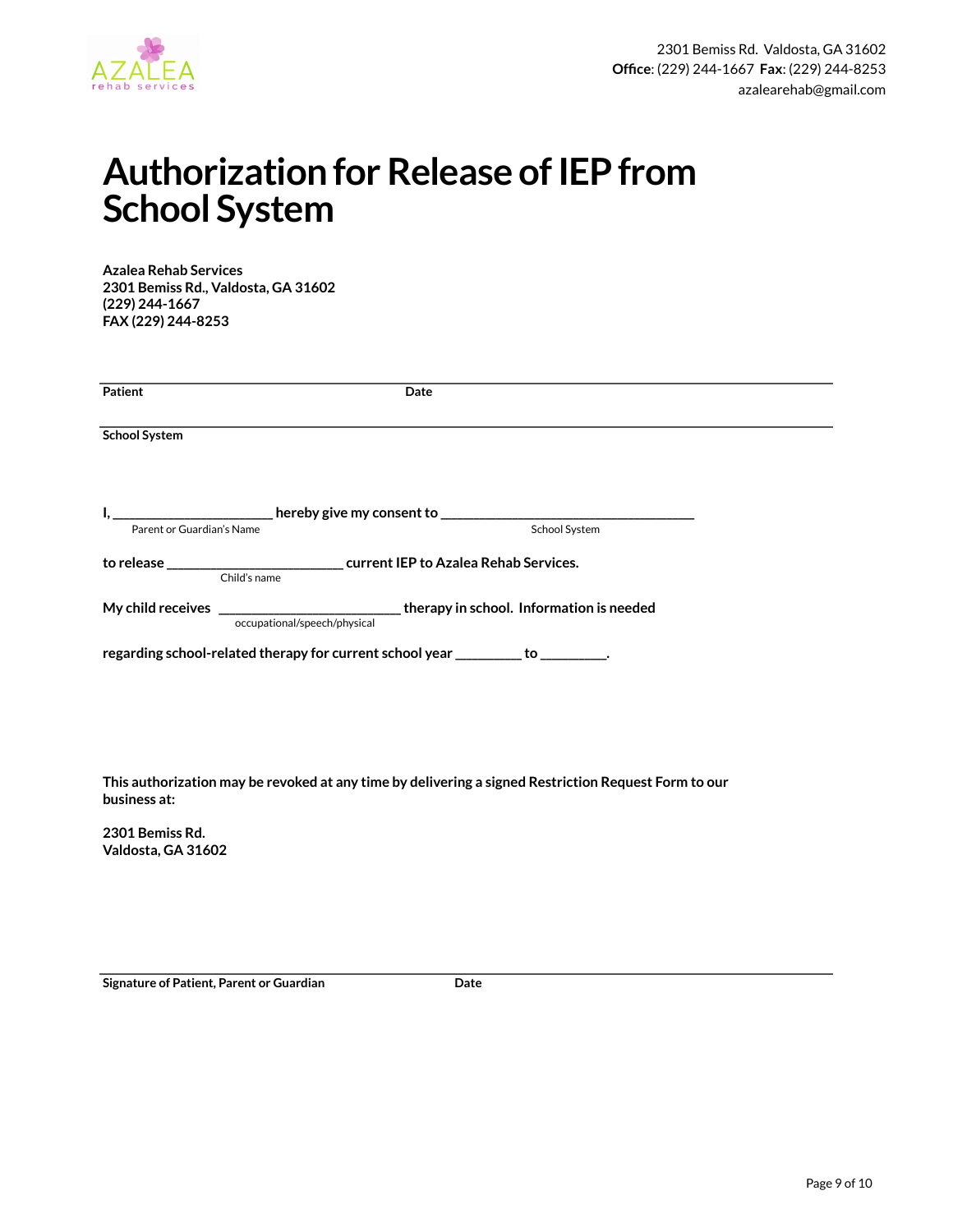2301 Bemiss Rd. Valdosta, GA 31602
**Office**: (229) 244-1667 **Fax**: (229) 244-8253
azalearehab@gmail.com

# Authorization for Release of IEP from School System

**Azalea Rehab Services**
**2301 Bemiss Rd., Valdosta, GA 31602**
**(229) 244-1667**
**FAX (229) 244-8253**

______________________________________________________________________

**Patient** **Date**

______________________________________________________________________

**School System**

**I, ______________________ hereby give my consent to ____________________________________**
Parent or Guardian's Name School System

**to release ________________________ current IEP to Azalea Rehab Services.**
Child's name

**My child receives ________________________ therapy in school. Information is needed**
occupational/speech/physical

**regarding school-related therapy for current school year _________ to _________.**

**This authorization may be revoked at any time by delivering a signed Restriction Request Form to our business at:**

**2301 Bemiss Rd.**
**Valdosta, GA 31602**

______________________________________________________________________

**Signature of Patient, Parent or Guardian** **Date**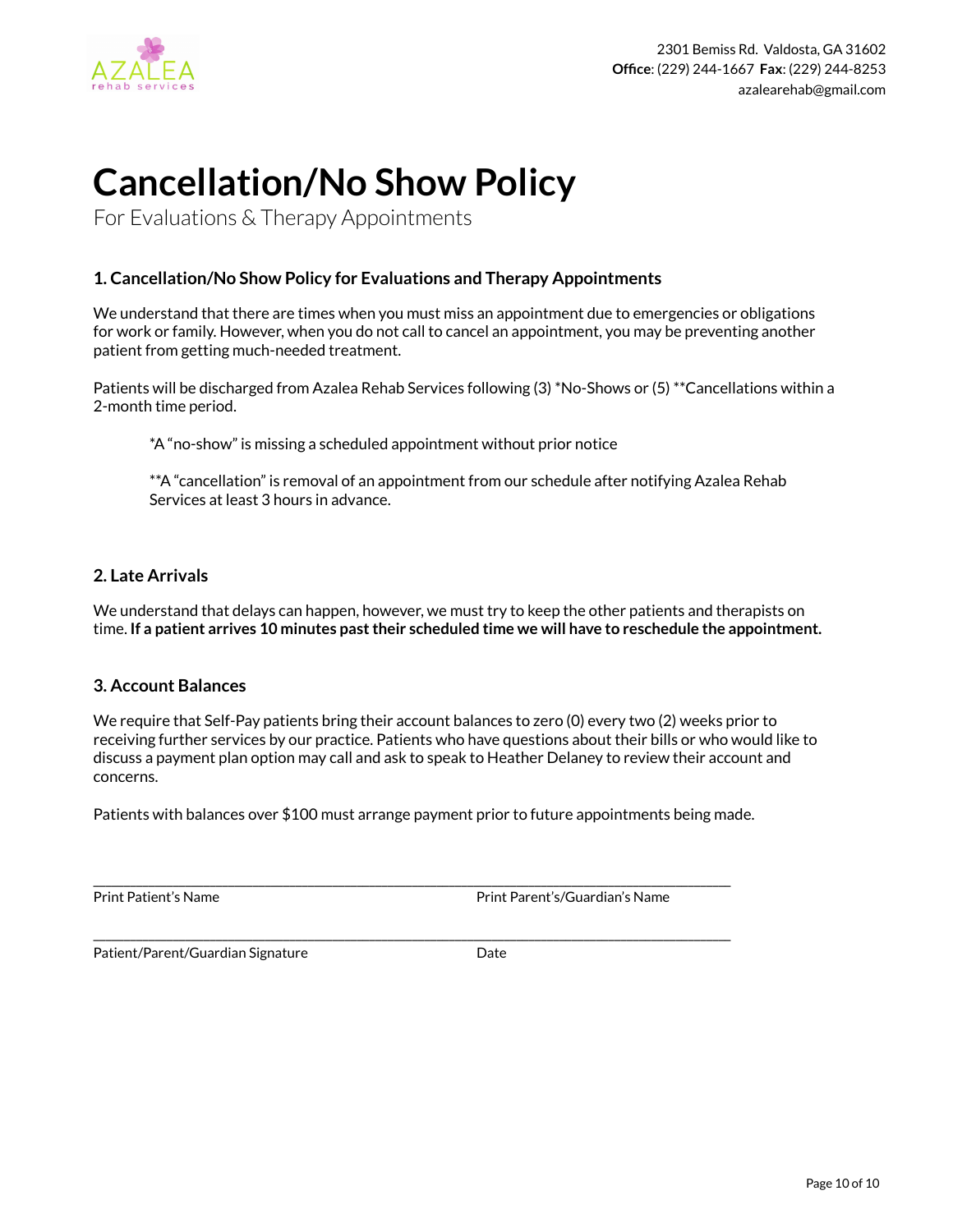AZALEA rehab services

2301 Bemiss Rd. Valdosta, GA 31602
**Office**: (229) 244-1667 **Fax**: (229) 244-8253
azalearehab@gmail.com

# Cancellation/No Show Policy

For Evaluations & Therapy Appointments

### 1. Cancellation/No Show Policy for Evaluations and Therapy Appointments

We understand that there are times when you must miss an appointment due to emergencies or obligations for work or family. However, when you do not call to cancel an appointment, you may be preventing another patient from getting much-needed treatment.

Patients will be discharged from Azalea Rehab Services following (3) *No-Shows or (5) **Cancellations within a 2-month time period.

> *A "no-show" is missing a scheduled appointment without prior notice
>
> **A "cancellation" is removal of an appointment from our schedule after notifying Azalea Rehab Services at least 3 hours in advance.

### 2. Late Arrivals

We understand that delays can happen, however, we must try to keep the other patients and therapists on time. **If a patient arrives 10 minutes past their scheduled time we will have to reschedule the appointment.**

### 3. Account Balances

We require that Self-Pay patients bring their account balances to zero (0) every two (2) weeks prior to receiving further services by our practice. Patients who have questions about their bills or who would like to discuss a payment plan option may call and ask to speak to Heather Delaney to review their account and concerns.

Patients with balances over $100 must arrange payment prior to future appointments being made.

_______________________________________________________________________________

Print Patient's Name                                        Print Parent's/Guardian's Name

_______________________________________________________________________________

Patient/Parent/Guardian Signature                                        Date